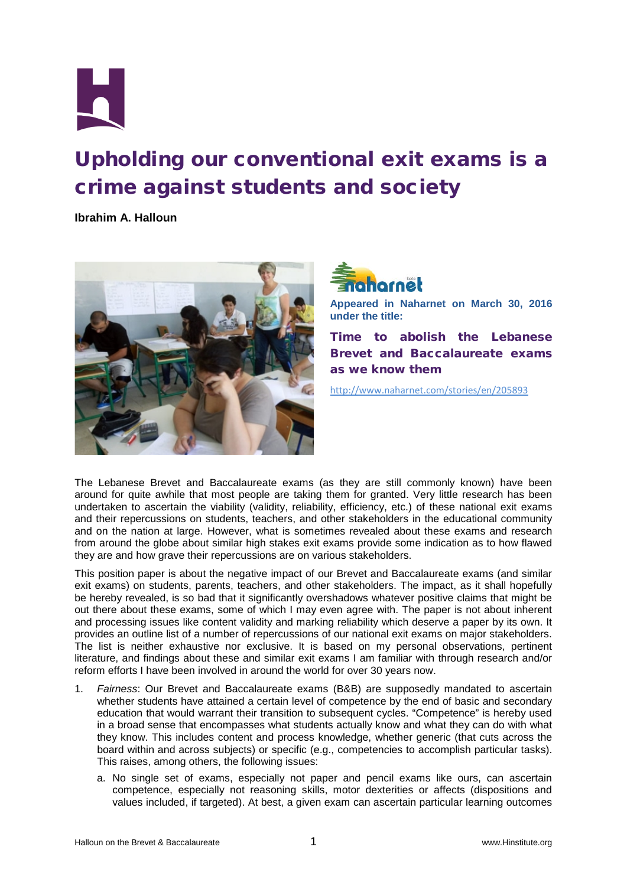# Upholding our conventional exit exams is a crime against students and society

**Ibrahim A. Halloun**

**Appeared in Naharnet on March 30, 2016 under the title:**

**Time to abolish the Lebanese Brevet and Baccalaureate exams as we know them**

http://www.naharnet.com/stories/en/205893

The Lebanese Brevet and Baccalaureate exams (as they are still commonly known) have been around for quite awhile that most people are taking them for granted. Very little research has been undertaken to ascertain the viability (validity, reliability, efficiency, etc.) of these national exit exams and their repercussions on students, teachers, and other stakeholders in the educational community and on the nation at large. However, what is sometimes revealed about these exams and research from around the globe about similar high stakes exit exams provide some indication as to how flawed they are and how grave their repercussions are on various stakeholders.

This position paper is about the negative impact of our Brevet and Baccalaureate exams (and similar exit exams) on students, parents, teachers, and other stakeholders. The impact, as it shall hopefully be hereby revealed, is so bad that it significantly overshadows whatever positive claims that might be out there about these exams, some of which I may even agree with. The paper is not about inherent and processing issues like content validity and marking reliability which deserve a paper by its own. It provides an outline list of a number of repercussions of our national exit exams on major stakeholders. The list is neither exhaustive nor exclusive. It is based on my personal observations, pertinent literature, and findings about these and similar exit exams I am familiar with through research and/or reform efforts I have been involved in around the world for over 30 years now.

1. *Fairness*: Our Brevet and Baccalaureate exams (B&B) are supposedly mandated to ascertain whether students have attained a certain level of competence by the end of basic and secondary education that would warrant their transition to subsequent cycles. "Competence" is hereby used in a broad sense that encompasses what students actually know and what they can do with what they know. This includes content and process knowledge, whether generic (that cuts across the board within and across subjects) or specific (e.g., competencies to accomplish particular tasks). This raises, among others, the following issues:

   a. No single set of exams, especially not paper and pencil exams like ours, can ascertain competence, especially not reasoning skills, motor dexterities or affects (dispositions and values included, if targeted). At best, a given exam can ascertain particular learning outcomes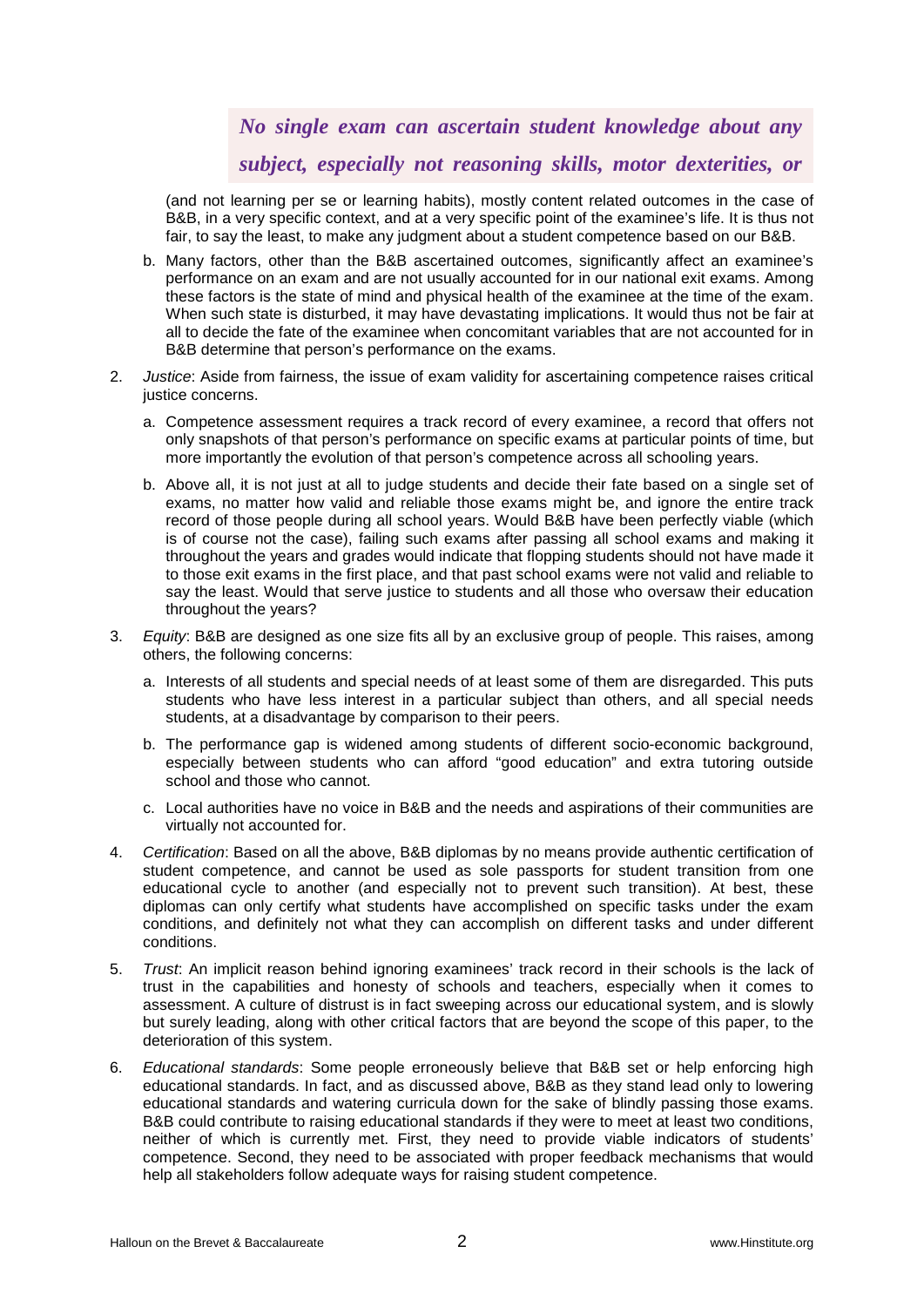*No single exam can ascertain student knowledge about any subject, especially not reasoning skills, motor dexterities, or*

(and not learning per se or learning habits), mostly content related outcomes in the case of B&B, in a very specific context, and at a very specific point of the examinee's life. It is thus not fair, to say the least, to make any judgment about a student competence based on our B&B.

b. Many factors, other than the B&B ascertained outcomes, significantly affect an examinee's performance on an exam and are not usually accounted for in our national exit exams. Among these factors is the state of mind and physical health of the examinee at the time of the exam. When such state is disturbed, it may have devastating implications. It would thus not be fair at all to decide the fate of the examinee when concomitant variables that are not accounted for in B&B determine that person's performance on the exams.

2. *Justice*: Aside from fairness, the issue of exam validity for ascertaining competence raises critical justice concerns.

   a. Competence assessment requires a track record of every examinee, a record that offers not only snapshots of that person's performance on specific exams at particular points of time, but more importantly the evolution of that person's competence across all schooling years.

   b. Above all, it is not just at all to judge students and decide their fate based on a single set of exams, no matter how valid and reliable those exams might be, and ignore the entire track record of those people during all school years. Would B&B have been perfectly viable (which is of course not the case), failing such exams after passing all school exams and making it throughout the years and grades would indicate that flopping students should not have made it to those exit exams in the first place, and that past school exams were not valid and reliable to say the least. Would that serve justice to students and all those who oversaw their education throughout the years?

3. *Equity*: B&B are designed as one size fits all by an exclusive group of people. This raises, among others, the following concerns:

   a. Interests of all students and special needs of at least some of them are disregarded. This puts students who have less interest in a particular subject than others, and all special needs students, at a disadvantage by comparison to their peers.

   b. The performance gap is widened among students of different socio-economic background, especially between students who can afford "good education" and extra tutoring outside school and those who cannot.

   c. Local authorities have no voice in B&B and the needs and aspirations of their communities are virtually not accounted for.

4. *Certification*: Based on all the above, B&B diplomas by no means provide authentic certification of student competence, and cannot be used as sole passports for student transition from one educational cycle to another (and especially not to prevent such transition). At best, these diplomas can only certify what students have accomplished on specific tasks under the exam conditions, and definitely not what they can accomplish on different tasks and under different conditions.

5. *Trust*: An implicit reason behind ignoring examinees' track record in their schools is the lack of trust in the capabilities and honesty of schools and teachers, especially when it comes to assessment. A culture of distrust is in fact sweeping across our educational system, and is slowly but surely leading, along with other critical factors that are beyond the scope of this paper, to the deterioration of this system.

6. *Educational standards*: Some people erroneously believe that B&B set or help enforcing high educational standards. In fact, and as discussed above, B&B as they stand lead only to lowering educational standards and watering curricula down for the sake of blindly passing those exams. B&B could contribute to raising educational standards if they were to meet at least two conditions, neither of which is currently met. First, they need to provide viable indicators of students' competence. Second, they need to be associated with proper feedback mechanisms that would help all stakeholders follow adequate ways for raising student competence.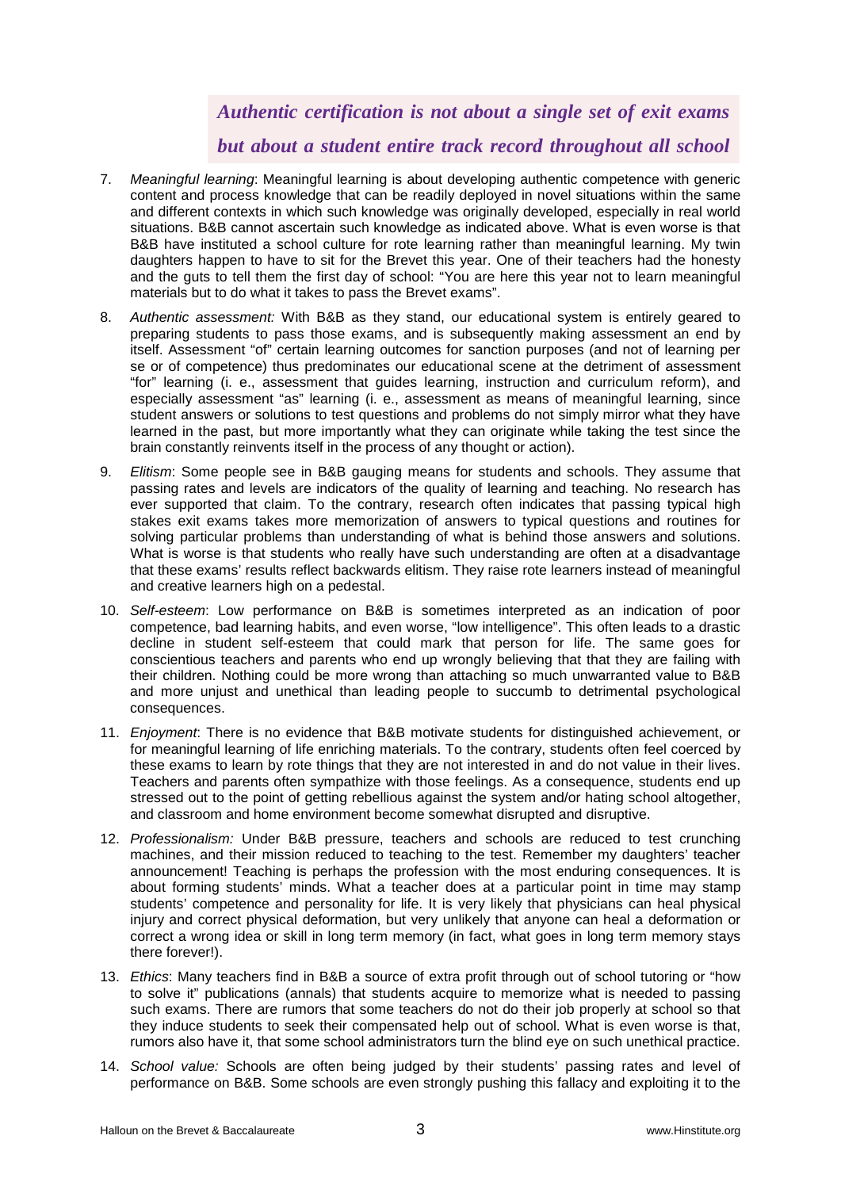*Authentic certification is not about a single set of exit exams but about a student entire track record throughout all school*

7. *Meaningful learning*: Meaningful learning is about developing authentic competence with generic content and process knowledge that can be readily deployed in novel situations within the same and different contexts in which such knowledge was originally developed, especially in real world situations. B&B cannot ascertain such knowledge as indicated above. What is even worse is that B&B have instituted a school culture for rote learning rather than meaningful learning. My twin daughters happen to have to sit for the Brevet this year. One of their teachers had the honesty and the guts to tell them the first day of school: "You are here this year not to learn meaningful materials but to do what it takes to pass the Brevet exams".

8. *Authentic assessment:* With B&B as they stand, our educational system is entirely geared to preparing students to pass those exams, and is subsequently making assessment an end by itself. Assessment "of" certain learning outcomes for sanction purposes (and not of learning per se or of competence) thus predominates our educational scene at the detriment of assessment "for" learning (i. e., assessment that guides learning, instruction and curriculum reform), and especially assessment "as" learning (i. e., assessment as means of meaningful learning, since student answers or solutions to test questions and problems do not simply mirror what they have learned in the past, but more importantly what they can originate while taking the test since the brain constantly reinvents itself in the process of any thought or action).

9. *Elitism*: Some people see in B&B gauging means for students and schools. They assume that passing rates and levels are indicators of the quality of learning and teaching. No research has ever supported that claim. To the contrary, research often indicates that passing typical high stakes exit exams takes more memorization of answers to typical questions and routines for solving particular problems than understanding of what is behind those answers and solutions. What is worse is that students who really have such understanding are often at a disadvantage that these exams' results reflect backwards elitism. They raise rote learners instead of meaningful and creative learners high on a pedestal.

10. *Self-esteem*: Low performance on B&B is sometimes interpreted as an indication of poor competence, bad learning habits, and even worse, "low intelligence". This often leads to a drastic decline in student self-esteem that could mark that person for life. The same goes for conscientious teachers and parents who end up wrongly believing that that they are failing with their children. Nothing could be more wrong than attaching so much unwarranted value to B&B and more unjust and unethical than leading people to succumb to detrimental psychological consequences.

11. *Enjoyment*: There is no evidence that B&B motivate students for distinguished achievement, or for meaningful learning of life enriching materials. To the contrary, students often feel coerced by these exams to learn by rote things that they are not interested in and do not value in their lives. Teachers and parents often sympathize with those feelings. As a consequence, students end up stressed out to the point of getting rebellious against the system and/or hating school altogether, and classroom and home environment become somewhat disrupted and disruptive.

12. *Professionalism:* Under B&B pressure, teachers and schools are reduced to test crunching machines, and their mission reduced to teaching to the test. Remember my daughters' teacher announcement! Teaching is perhaps the profession with the most enduring consequences. It is about forming students' minds. What a teacher does at a particular point in time may stamp students' competence and personality for life. It is very likely that physicians can heal physical injury and correct physical deformation, but very unlikely that anyone can heal a deformation or correct a wrong idea or skill in long term memory (in fact, what goes in long term memory stays there forever!).

13. *Ethics*: Many teachers find in B&B a source of extra profit through out of school tutoring or "how to solve it" publications (annals) that students acquire to memorize what is needed to passing such exams. There are rumors that some teachers do not do their job properly at school so that they induce students to seek their compensated help out of school. What is even worse is that, rumors also have it, that some school administrators turn the blind eye on such unethical practice.

14. *School value:* Schools are often being judged by their students' passing rates and level of performance on B&B. Some schools are even strongly pushing this fallacy and exploiting it to the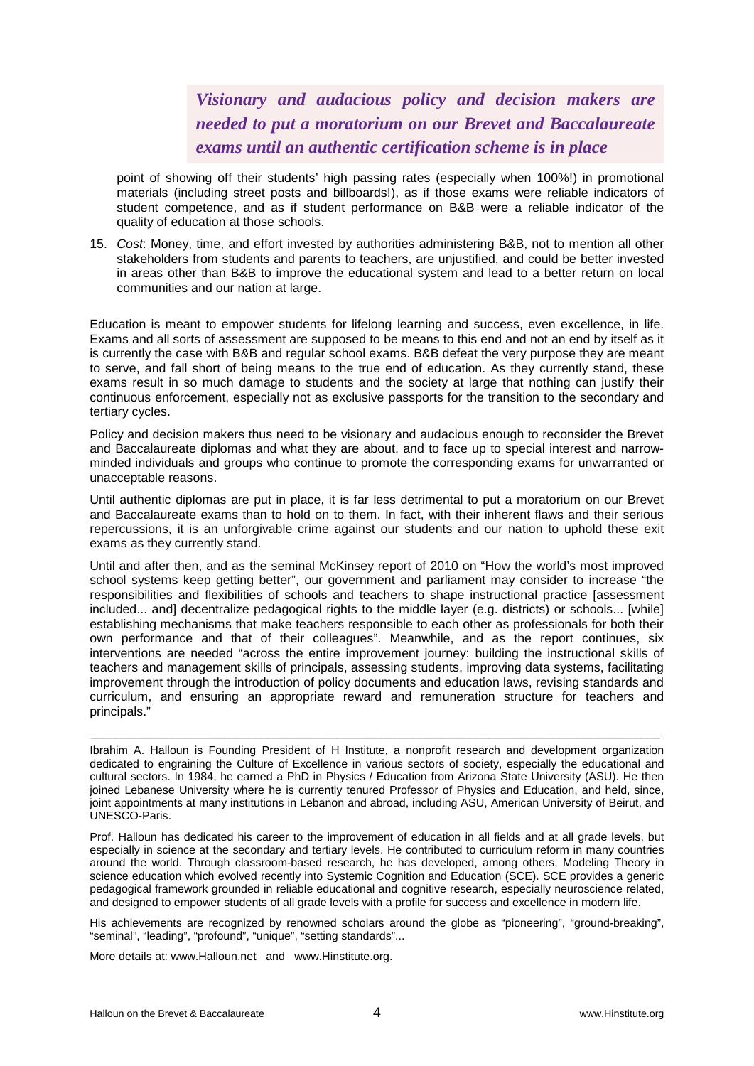***Visionary and audacious policy and decision makers are needed to put a moratorium on our Brevet and Baccalaureate exams until an authentic certification scheme is in place***

point of showing off their students' high passing rates (especially when 100%!) in promotional materials (including street posts and billboards!), as if those exams were reliable indicators of student competence, and as if student performance on B&B were a reliable indicator of the quality of education at those schools.

15. *Cost*: Money, time, and effort invested by authorities administering B&B, not to mention all other stakeholders from students and parents to teachers, are unjustified, and could be better invested in areas other than B&B to improve the educational system and lead to a better return on local communities and our nation at large.

Education is meant to empower students for lifelong learning and success, even excellence, in life. Exams and all sorts of assessment are supposed to be means to this end and not an end by itself as it is currently the case with B&B and regular school exams. B&B defeat the very purpose they are meant to serve, and fall short of being means to the true end of education. As they currently stand, these exams result in so much damage to students and the society at large that nothing can justify their continuous enforcement, especially not as exclusive passports for the transition to the secondary and tertiary cycles.

Policy and decision makers thus need to be visionary and audacious enough to reconsider the Brevet and Baccalaureate diplomas and what they are about, and to face up to special interest and narrow-minded individuals and groups who continue to promote the corresponding exams for unwarranted or unacceptable reasons.

Until authentic diplomas are put in place, it is far less detrimental to put a moratorium on our Brevet and Baccalaureate exams than to hold on to them. In fact, with their inherent flaws and their serious repercussions, it is an unforgivable crime against our students and our nation to uphold these exit exams as they currently stand.

Until and after then, and as the seminal McKinsey report of 2010 on "How the world's most improved school systems keep getting better", our government and parliament may consider to increase "the responsibilities and flexibilities of schools and teachers to shape instructional practice [assessment included... and] decentralize pedagogical rights to the middle layer (e.g. districts) or schools... [while] establishing mechanisms that make teachers responsible to each other as professionals for both their own performance and that of their colleagues". Meanwhile, and as the report continues, six interventions are needed "across the entire improvement journey: building the instructional skills of teachers and management skills of principals, assessing students, improving data systems, facilitating improvement through the introduction of policy documents and education laws, revising standards and curriculum, and ensuring an appropriate reward and remuneration structure for teachers and principals."

---

Ibrahim A. Halloun is Founding President of H Institute, a nonprofit research and development organization dedicated to engraining the Culture of Excellence in various sectors of society, especially the educational and cultural sectors. In 1984, he earned a PhD in Physics / Education from Arizona State University (ASU). He then joined Lebanese University where he is currently tenured Professor of Physics and Education, and held, since, joint appointments at many institutions in Lebanon and abroad, including ASU, American University of Beirut, and UNESCO-Paris.

Prof. Halloun has dedicated his career to the improvement of education in all fields and at all grade levels, but especially in science at the secondary and tertiary levels. He contributed to curriculum reform in many countries around the world. Through classroom-based research, he has developed, among others, Modeling Theory in science education which evolved recently into Systemic Cognition and Education (SCE). SCE provides a generic pedagogical framework grounded in reliable educational and cognitive research, especially neuroscience related, and designed to empower students of all grade levels with a profile for success and excellence in modern life.

His achievements are recognized by renowned scholars around the globe as "pioneering", "ground-breaking", "seminal", "leading", "profound", "unique", "setting standards"...

More details at: www.Halloun.net and www.Hinstitute.org.